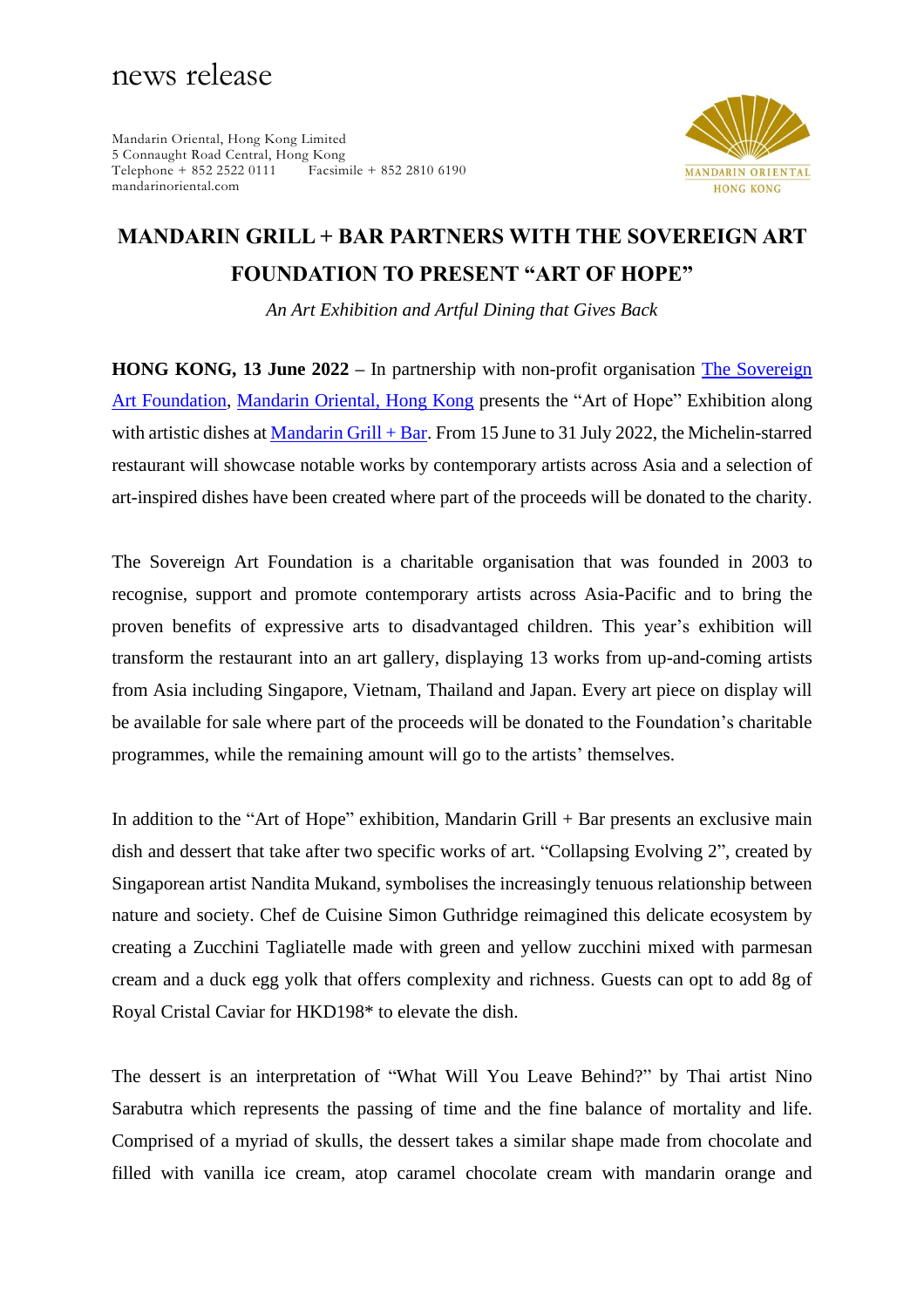news release

Mandarin Oriental, Hong Kong Limited
5 Connaught Road Central, Hong Kong
Telephone + 852 2522 0111 Facsimile + 852 2810 6190
mandarinoriental.com

MANDARIN ORIENTAL
HONG KONG

# MANDARIN GRILL + BAR PARTNERS WITH THE SOVEREIGN ART FOUNDATION TO PRESENT "ART OF HOPE"

*An Art Exhibition and Artful Dining that Gives Back*

**HONG KONG, 13 June 2022 –** In partnership with non-profit organisation The Sovereign Art Foundation, Mandarin Oriental, Hong Kong presents the "Art of Hope" Exhibition along with artistic dishes at Mandarin Grill + Bar. From 15 June to 31 July 2022, the Michelin-starred restaurant will showcase notable works by contemporary artists across Asia and a selection of art-inspired dishes have been created where part of the proceeds will be donated to the charity.

The Sovereign Art Foundation is a charitable organisation that was founded in 2003 to recognise, support and promote contemporary artists across Asia-Pacific and to bring the proven benefits of expressive arts to disadvantaged children. This year's exhibition will transform the restaurant into an art gallery, displaying 13 works from up-and-coming artists from Asia including Singapore, Vietnam, Thailand and Japan. Every art piece on display will be available for sale where part of the proceeds will be donated to the Foundation's charitable programmes, while the remaining amount will go to the artists' themselves.

In addition to the "Art of Hope" exhibition, Mandarin Grill + Bar presents an exclusive main dish and dessert that take after two specific works of art. "Collapsing Evolving 2", created by Singaporean artist Nandita Mukand, symbolises the increasingly tenuous relationship between nature and society. Chef de Cuisine Simon Guthridge reimagined this delicate ecosystem by creating a Zucchini Tagliatelle made with green and yellow zucchini mixed with parmesan cream and a duck egg yolk that offers complexity and richness. Guests can opt to add 8g of Royal Cristal Caviar for HKD198* to elevate the dish.

The dessert is an interpretation of "What Will You Leave Behind?" by Thai artist Nino Sarabutra which represents the passing of time and the fine balance of mortality and life. Comprised of a myriad of skulls, the dessert takes a similar shape made from chocolate and filled with vanilla ice cream, atop caramel chocolate cream with mandarin orange and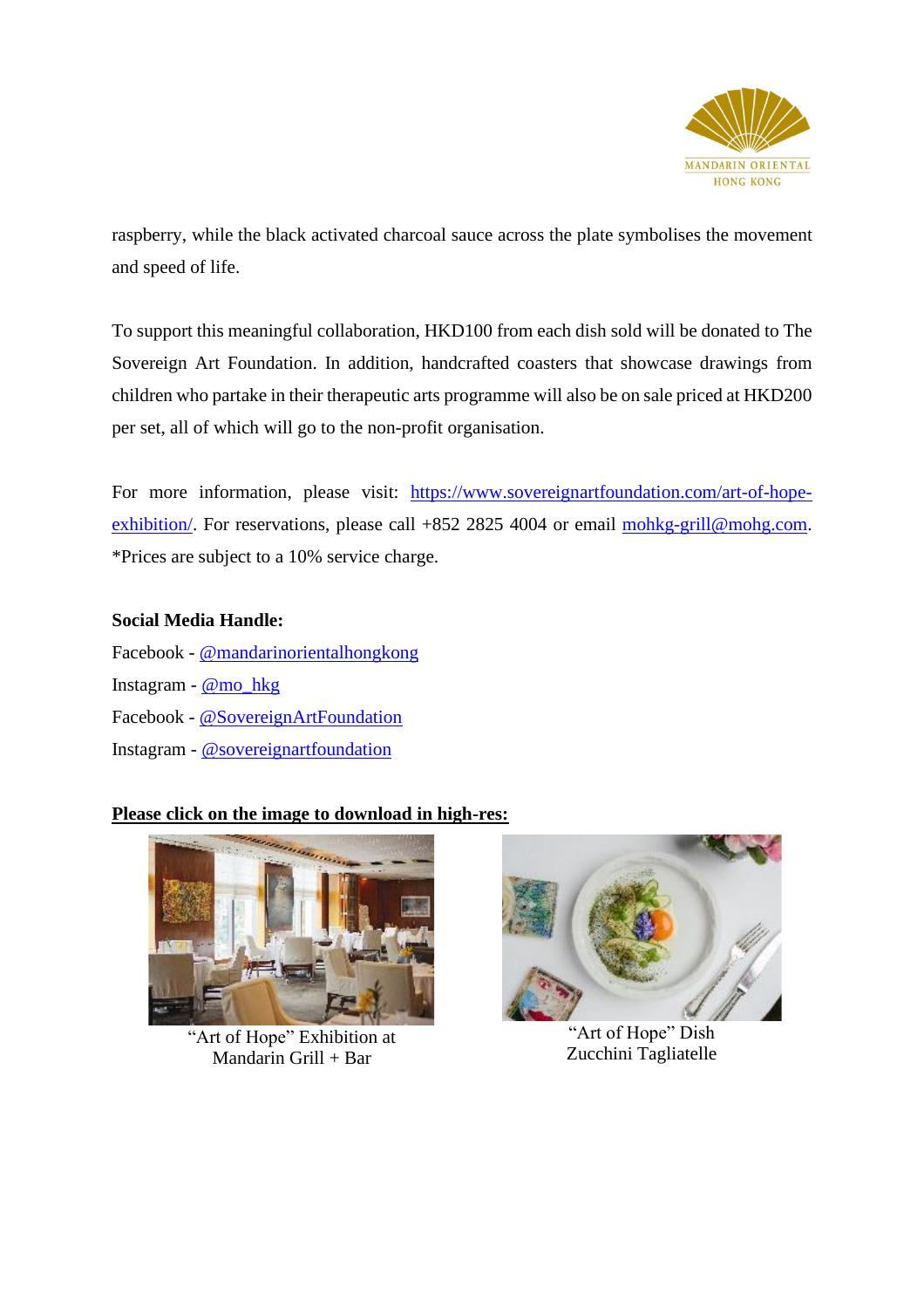raspberry, while the black activated charcoal sauce across the plate symbolises the movement and speed of life.

To support this meaningful collaboration, HKD100 from each dish sold will be donated to The Sovereign Art Foundation. In addition, handcrafted coasters that showcase drawings from children who partake in their therapeutic arts programme will also be on sale priced at HKD200 per set, all of which will go to the non-profit organisation.

For more information, please visit: [https://www.sovereignartfoundation.com/art-of-hope-exhibition/](https://www.sovereignartfoundation.com/art-of-hope-exhibition/). For reservations, please call +852 2825 4004 or email [mohkg-grill@mohg.com](mailto:mohkg-grill@mohg.com).
*Prices are subject to a 10% service charge.

**Social Media Handle:**

Facebook - @mandarinorientalhongkong
Instagram - @mo_hkg
Facebook - @SovereignArtFoundation
Instagram - @sovereignartfoundation

**Please click on the image to download in high-res:**

"Art of Hope" Exhibition at Mandarin Grill + Bar

"Art of Hope" Dish Zucchini Tagliatelle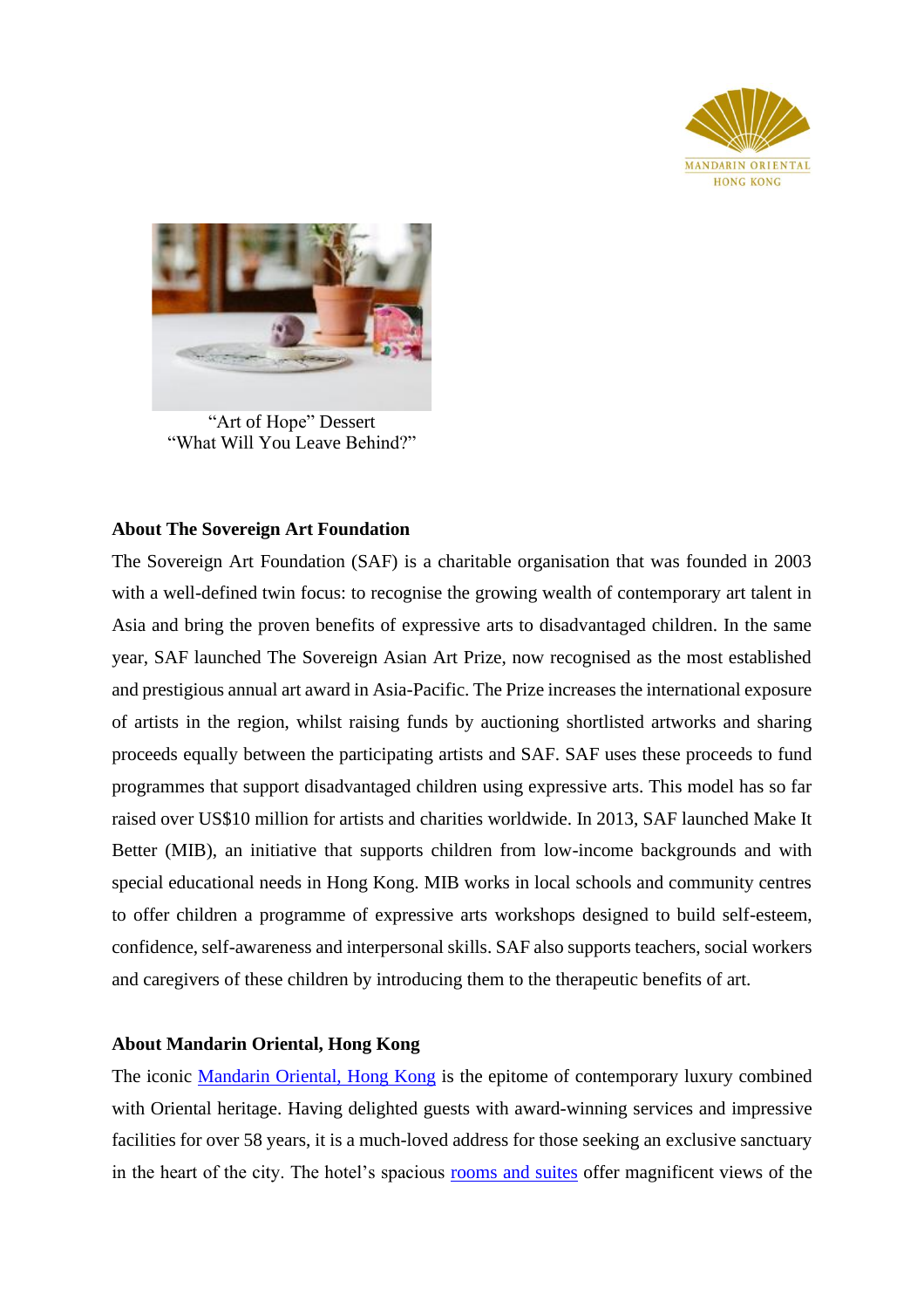"Art of Hope" Dessert
"What Will You Leave Behind?"

**About The Sovereign Art Foundation**

The Sovereign Art Foundation (SAF) is a charitable organisation that was founded in 2003 with a well-defined twin focus: to recognise the growing wealth of contemporary art talent in Asia and bring the proven benefits of expressive arts to disadvantaged children. In the same year, SAF launched The Sovereign Asian Art Prize, now recognised as the most established and prestigious annual art award in Asia-Pacific. The Prize increases the international exposure of artists in the region, whilst raising funds by auctioning shortlisted artworks and sharing proceeds equally between the participating artists and SAF. SAF uses these proceeds to fund programmes that support disadvantaged children using expressive arts. This model has so far raised over US$10 million for artists and charities worldwide. In 2013, SAF launched Make It Better (MIB), an initiative that supports children from low-income backgrounds and with special educational needs in Hong Kong. MIB works in local schools and community centres to offer children a programme of expressive arts workshops designed to build self-esteem, confidence, self-awareness and interpersonal skills. SAF also supports teachers, social workers and caregivers of these children by introducing them to the therapeutic benefits of art.

**About Mandarin Oriental, Hong Kong**

The iconic Mandarin Oriental, Hong Kong is the epitome of contemporary luxury combined with Oriental heritage. Having delighted guests with award-winning services and impressive facilities for over 58 years, it is a much-loved address for those seeking an exclusive sanctuary in the heart of the city. The hotel's spacious rooms and suites offer magnificent views of the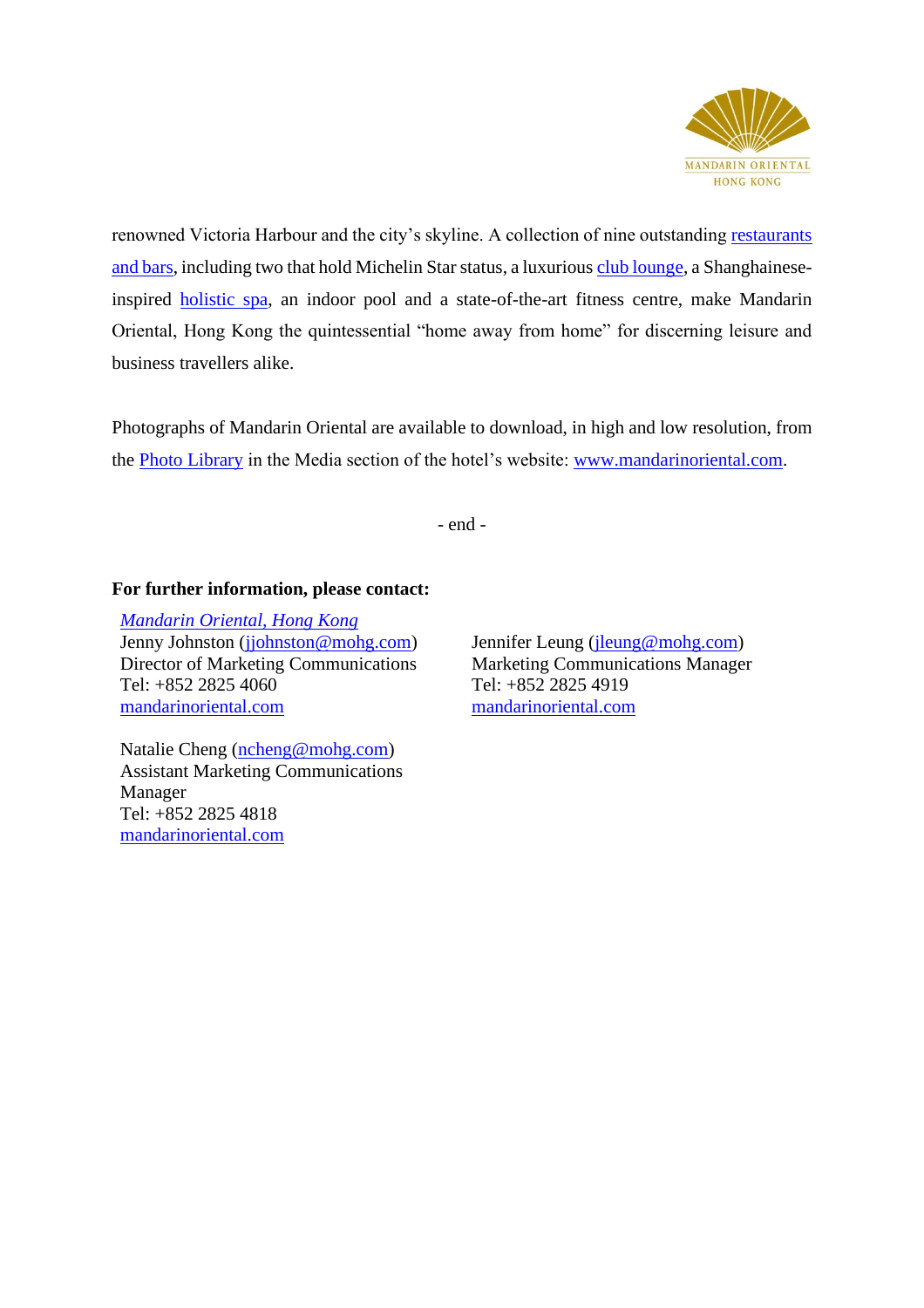renowned Victoria Harbour and the city's skyline. A collection of nine outstanding restaurants and bars, including two that hold Michelin Star status, a luxurious club lounge, a Shanghainese-inspired holistic spa, an indoor pool and a state-of-the-art fitness centre, make Mandarin Oriental, Hong Kong the quintessential "home away from home" for discerning leisure and business travellers alike.

Photographs of Mandarin Oriental are available to download, in high and low resolution, from the Photo Library in the Media section of the hotel's website: www.mandarinoriental.com.

- end -

**For further information, please contact:**

*Mandarin Oriental, Hong Kong*

Jenny Johnston (jjohnston@mohg.com)
Director of Marketing Communications
Tel: +852 2825 4060
mandarinoriental.com

Jennifer Leung (jleung@mohg.com)
Marketing Communications Manager
Tel: +852 2825 4919
mandarinoriental.com

Natalie Cheng (ncheng@mohg.com)
Assistant Marketing Communications Manager
Tel: +852 2825 4818
mandarinoriental.com